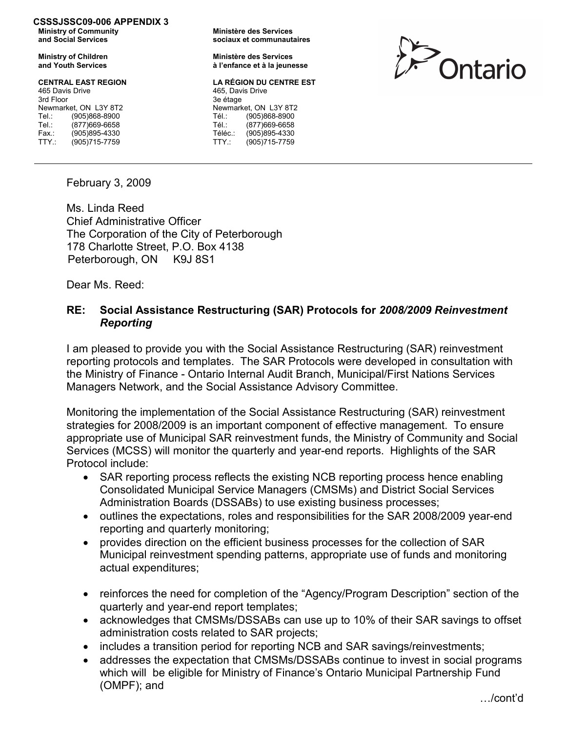**CSSSJSSC09-006 APPENDIX 3**

**Ministry of Community and Social Services**

**Ministry of Children and Youth Services**

**CENTRAL EAST REGION**
465 Davis Drive
3rd Floor
Newmarket, ON L3Y 8T2
Tel.: (905)868-8900
Tel.: (877)669-6658
Fax.: (905)895-4330
TTY.: (905)715-7759

**Ministère des Services sociaux et communautaires**

**Ministère des Services à l'enfance et à la jeunesse**

**LA RÉGION DU CENTRE EST**
465, Davis Drive
3e étage
Newmarket, ON L3Y 8T2
Tél.: (905)868-8900
Tél.: (877)669-6658
Téléc.: (905)895-4330
TTY.: (905)715-7759

Ontario

---

February 3, 2009

Ms. Linda Reed
Chief Administrative Officer
The Corporation of the City of Peterborough
178 Charlotte Street, P.O. Box 4138
Peterborough, ON K9J 8S1

Dear Ms. Reed:

**RE: Social Assistance Restructuring (SAR) Protocols for *2008/2009 Reinvestment Reporting***

I am pleased to provide you with the Social Assistance Restructuring (SAR) reinvestment reporting protocols and templates. The SAR Protocols were developed in consultation with the Ministry of Finance - Ontario Internal Audit Branch, Municipal/First Nations Services Managers Network, and the Social Assistance Advisory Committee.

Monitoring the implementation of the Social Assistance Restructuring (SAR) reinvestment strategies for 2008/2009 is an important component of effective management. To ensure appropriate use of Municipal SAR reinvestment funds, the Ministry of Community and Social Services (MCSS) will monitor the quarterly and year-end reports. Highlights of the SAR Protocol include:

- SAR reporting process reflects the existing NCB reporting process hence enabling Consolidated Municipal Service Managers (CMSMs) and District Social Services Administration Boards (DSSABs) to use existing business processes;
- outlines the expectations, roles and responsibilities for the SAR 2008/2009 year-end reporting and quarterly monitoring;
- provides direction on the efficient business processes for the collection of SAR Municipal reinvestment spending patterns, appropriate use of funds and monitoring actual expenditures;
- reinforces the need for completion of the "Agency/Program Description" section of the quarterly and year-end report templates;
- acknowledges that CMSMs/DSSABs can use up to 10% of their SAR savings to offset administration costs related to SAR projects;
- includes a transition period for reporting NCB and SAR savings/reinvestments;
- addresses the expectation that CMSMs/DSSABs continue to invest in social programs which will be eligible for Ministry of Finance's Ontario Municipal Partnership Fund (OMPF); and

…/cont'd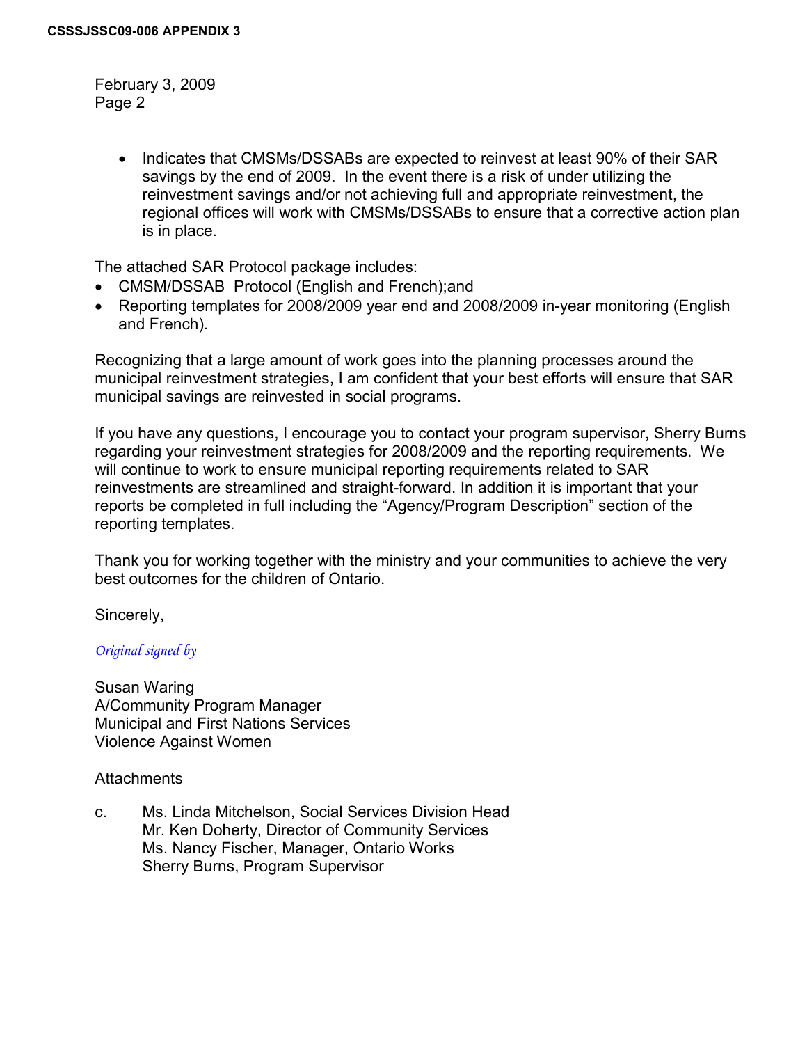February 3, 2009
Page 2

- Indicates that CMSMs/DSSABs are expected to reinvest at least 90% of their SAR savings by the end of 2009. In the event there is a risk of under utilizing the reinvestment savings and/or not achieving full and appropriate reinvestment, the regional offices will work with CMSMs/DSSABs to ensure that a corrective action plan is in place.

The attached SAR Protocol package includes:

- CMSM/DSSAB Protocol (English and French);and
- Reporting templates for 2008/2009 year end and 2008/2009 in-year monitoring (English and French).

Recognizing that a large amount of work goes into the planning processes around the municipal reinvestment strategies, I am confident that your best efforts will ensure that SAR municipal savings are reinvested in social programs.

If you have any questions, I encourage you to contact your program supervisor, Sherry Burns regarding your reinvestment strategies for 2008/2009 and the reporting requirements. We will continue to work to ensure municipal reporting requirements related to SAR reinvestments are streamlined and straight-forward. In addition it is important that your reports be completed in full including the "Agency/Program Description" section of the reporting templates.

Thank you for working together with the ministry and your communities to achieve the very best outcomes for the children of Ontario.

Sincerely,

*Original signed by*

Susan Waring
A/Community Program Manager
Municipal and First Nations Services
Violence Against Women

Attachments

c. Ms. Linda Mitchelson, Social Services Division Head
Mr. Ken Doherty, Director of Community Services
Ms. Nancy Fischer, Manager, Ontario Works
Sherry Burns, Program Supervisor